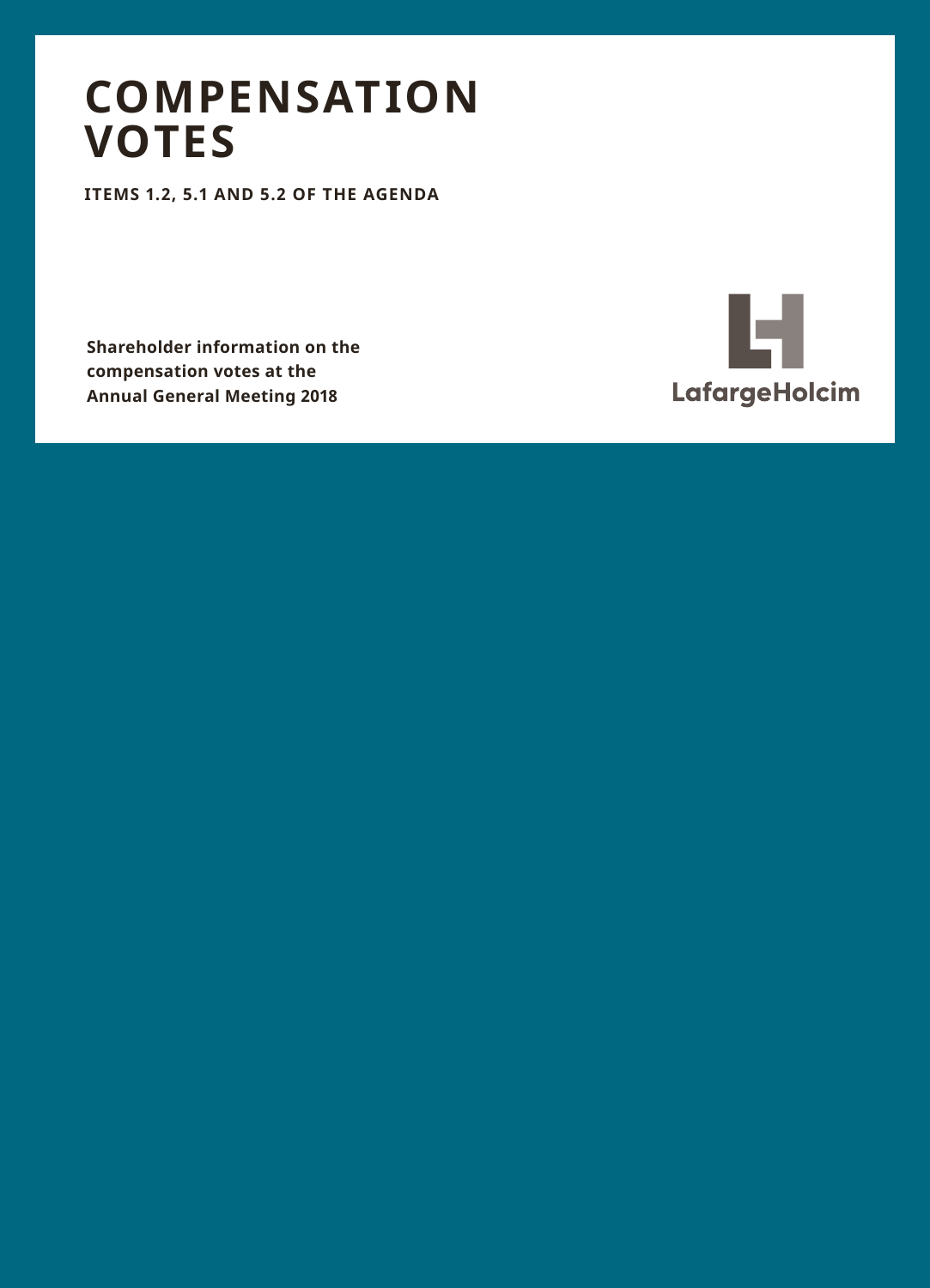# COMPENSATION VOTES

**ITEMS 1.2, 5.1 AND 5.2 OF THE AGENDA**

**Shareholder information on the compensation votes at the Annual General Meeting 2018**

LafargeHolcim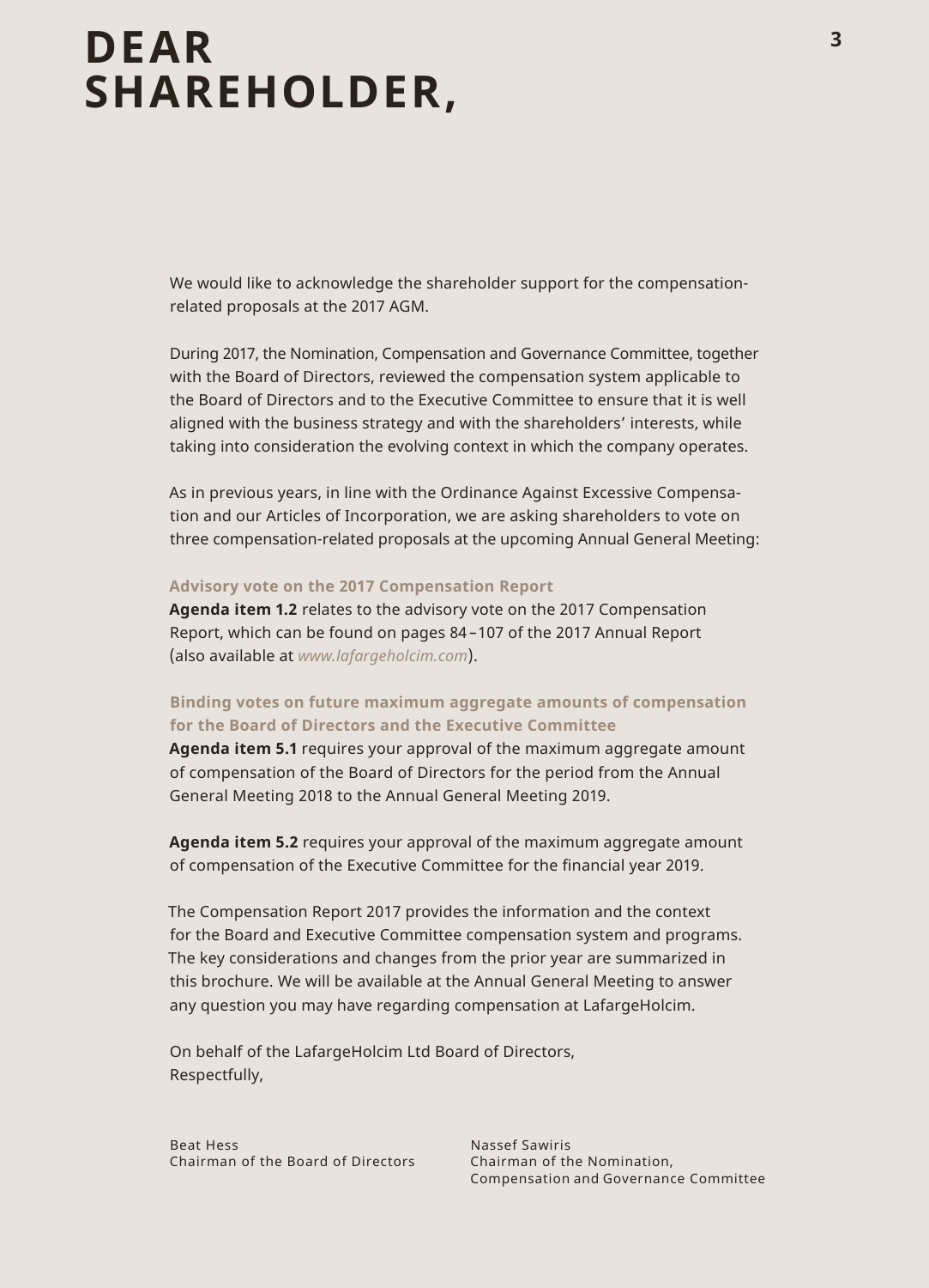# DEAR SHAREHOLDER,

We would like to acknowledge the shareholder support for the compensation-related proposals at the 2017 AGM.

During 2017, the Nomination, Compensation and Governance Committee, together with the Board of Directors, reviewed the compensation system applicable to the Board of Directors and to the Executive Committee to ensure that it is well aligned with the business strategy and with the shareholders' interests, while taking into consideration the evolving context in which the company operates.

As in previous years, in line with the Ordinance Against Excessive Compensation and our Articles of Incorporation, we are asking shareholders to vote on three compensation-related proposals at the upcoming Annual General Meeting:

**Advisory vote on the 2017 Compensation Report**

**Agenda item 1.2** relates to the advisory vote on the 2017 Compensation Report, which can be found on pages 84–107 of the 2017 Annual Report (also available at *www.lafargeholcim.com*).

**Binding votes on future maximum aggregate amounts of compensation for the Board of Directors and the Executive Committee**

**Agenda item 5.1** requires your approval of the maximum aggregate amount of compensation of the Board of Directors for the period from the Annual General Meeting 2018 to the Annual General Meeting 2019.

**Agenda item 5.2** requires your approval of the maximum aggregate amount of compensation of the Executive Committee for the financial year 2019.

The Compensation Report 2017 provides the information and the context for the Board and Executive Committee compensation system and programs. The key considerations and changes from the prior year are summarized in this brochure. We will be available at the Annual General Meeting to answer any question you may have regarding compensation at LafargeHolcim.

On behalf of the LafargeHolcim Ltd Board of Directors,
Respectfully,

Beat Hess
Chairman of the Board of Directors

Nassef Sawiris
Chairman of the Nomination, Compensation and Governance Committee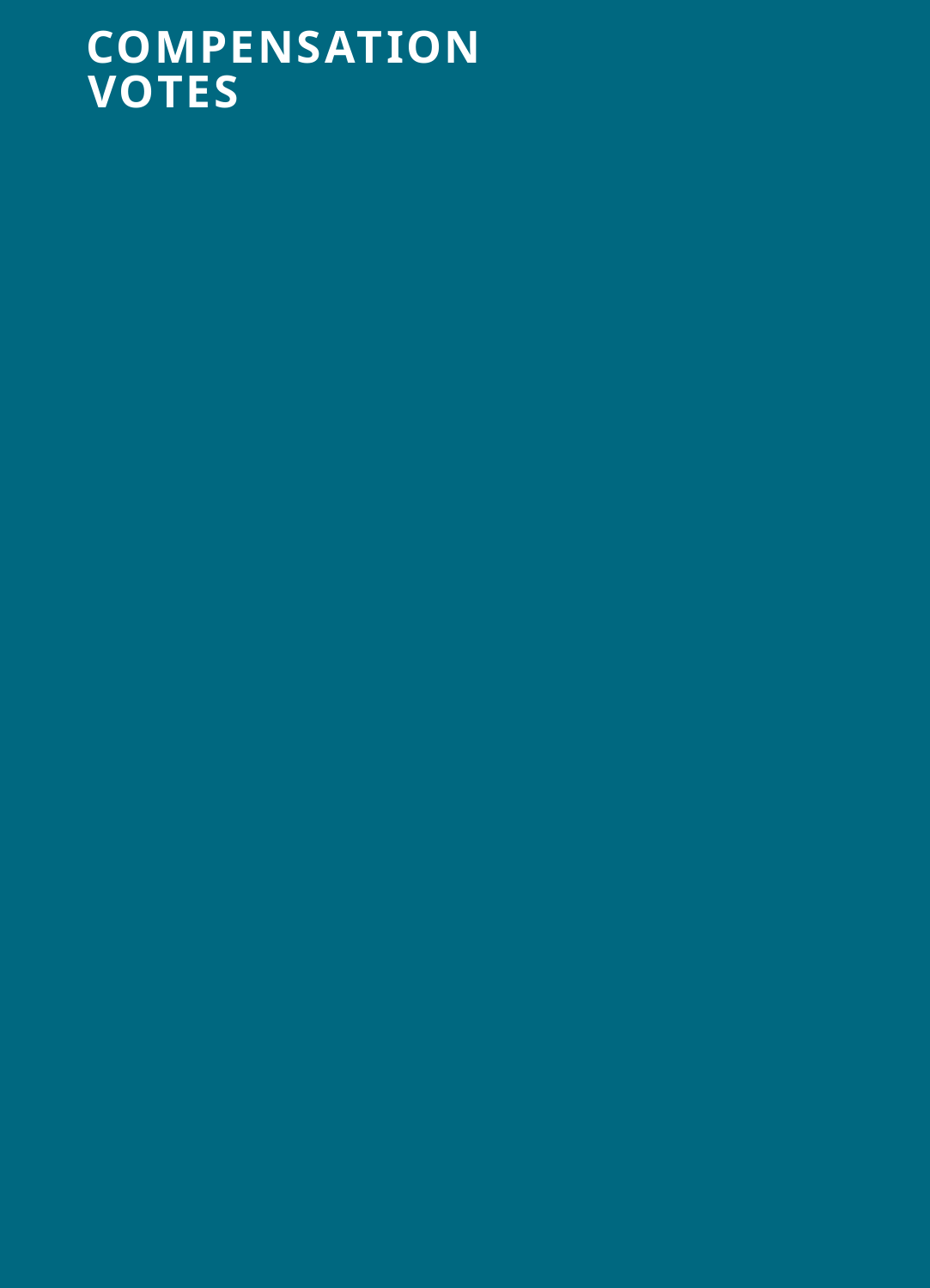# COMPENSATION VOTES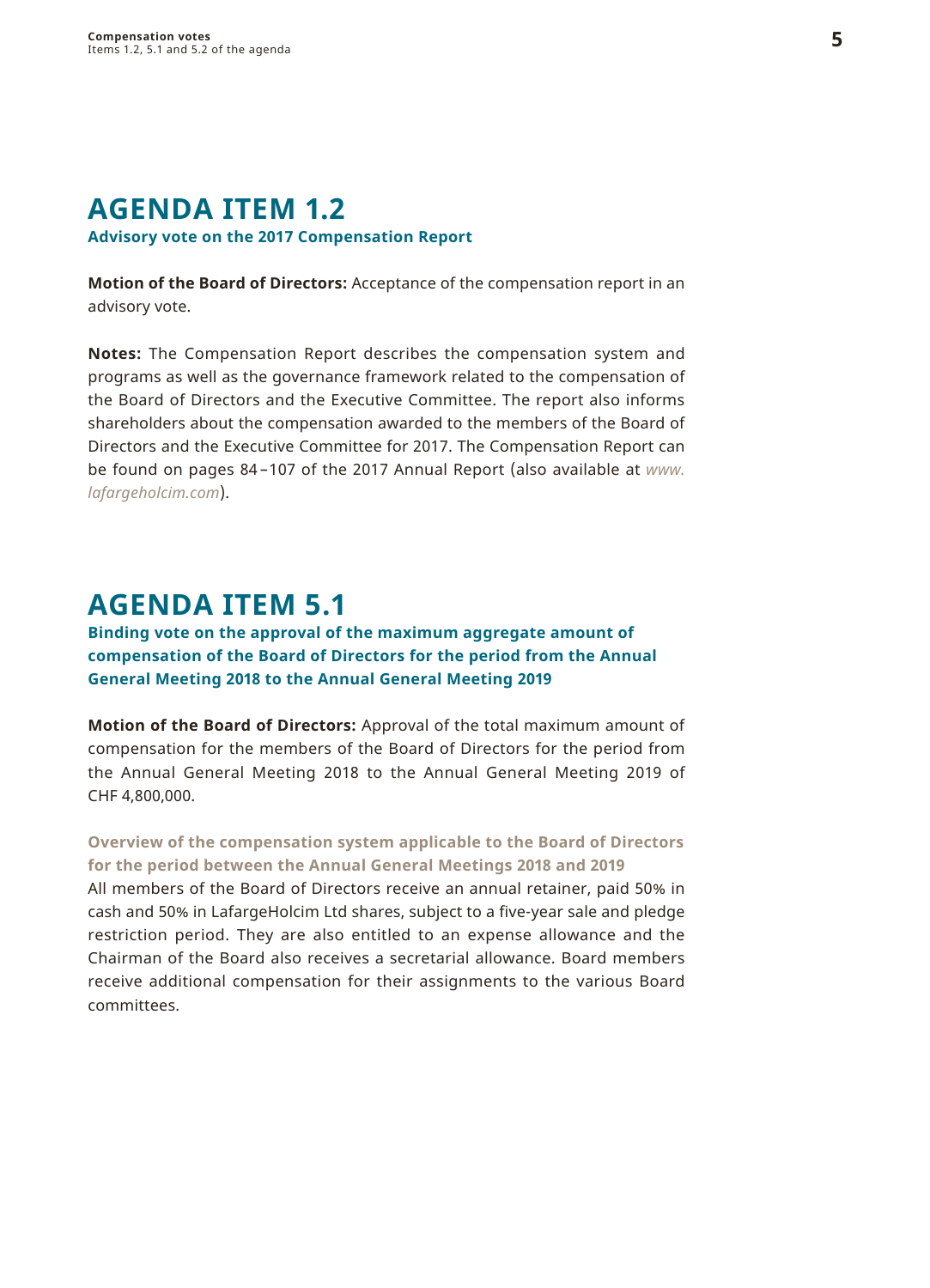## AGENDA ITEM 1.2

**Advisory vote on the 2017 Compensation Report**

**Motion of the Board of Directors:** Acceptance of the compensation report in an advisory vote.

**Notes:** The Compensation Report describes the compensation system and programs as well as the governance framework related to the compensation of the Board of Directors and the Executive Committee. The report also informs shareholders about the compensation awarded to the members of the Board of Directors and the Executive Committee for 2017. The Compensation Report can be found on pages 84–107 of the 2017 Annual Report (also available at *www.lafargeholcim.com*).

## AGENDA ITEM 5.1

**Binding vote on the approval of the maximum aggregate amount of compensation of the Board of Directors for the period from the Annual General Meeting 2018 to the Annual General Meeting 2019**

**Motion of the Board of Directors:** Approval of the total maximum amount of compensation for the members of the Board of Directors for the period from the Annual General Meeting 2018 to the Annual General Meeting 2019 of CHF 4,800,000.

**Overview of the compensation system applicable to the Board of Directors for the period between the Annual General Meetings 2018 and 2019**

All members of the Board of Directors receive an annual retainer, paid 50% in cash and 50% in LafargeHolcim Ltd shares, subject to a five-year sale and pledge restriction period. They are also entitled to an expense allowance and the Chairman of the Board also receives a secretarial allowance. Board members receive additional compensation for their assignments to the various Board committees.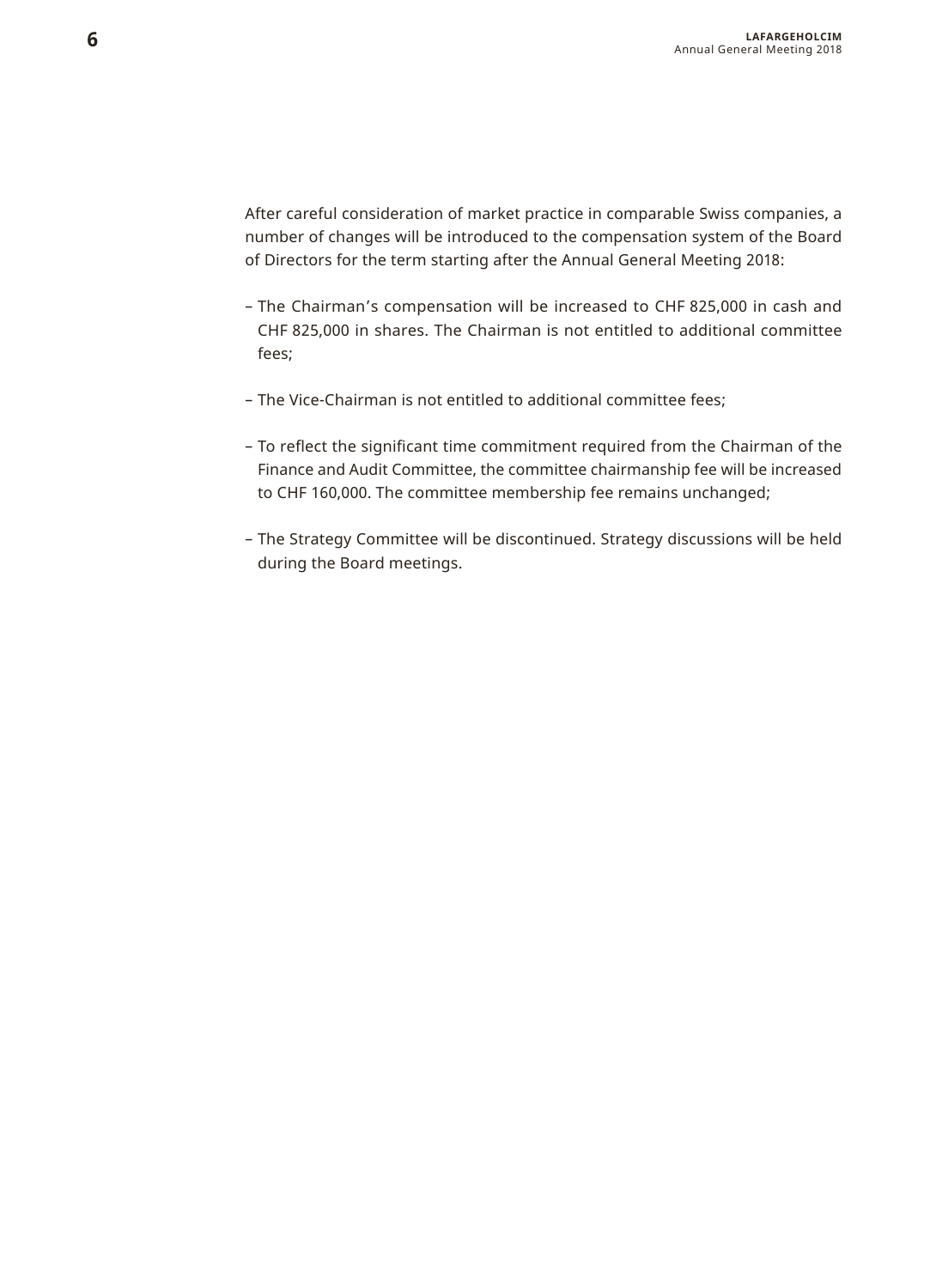After careful consideration of market practice in comparable Swiss companies, a number of changes will be introduced to the compensation system of the Board of Directors for the term starting after the Annual General Meeting 2018:

- The Chairman’s compensation will be increased to CHF 825,000 in cash and CHF 825,000 in shares. The Chairman is not entitled to additional committee fees;
- The Vice-Chairman is not entitled to additional committee fees;
- To reflect the significant time commitment required from the Chairman of the Finance and Audit Committee, the committee chairmanship fee will be increased to CHF 160,000. The committee membership fee remains unchanged;
- The Strategy Committee will be discontinued. Strategy discussions will be held during the Board meetings.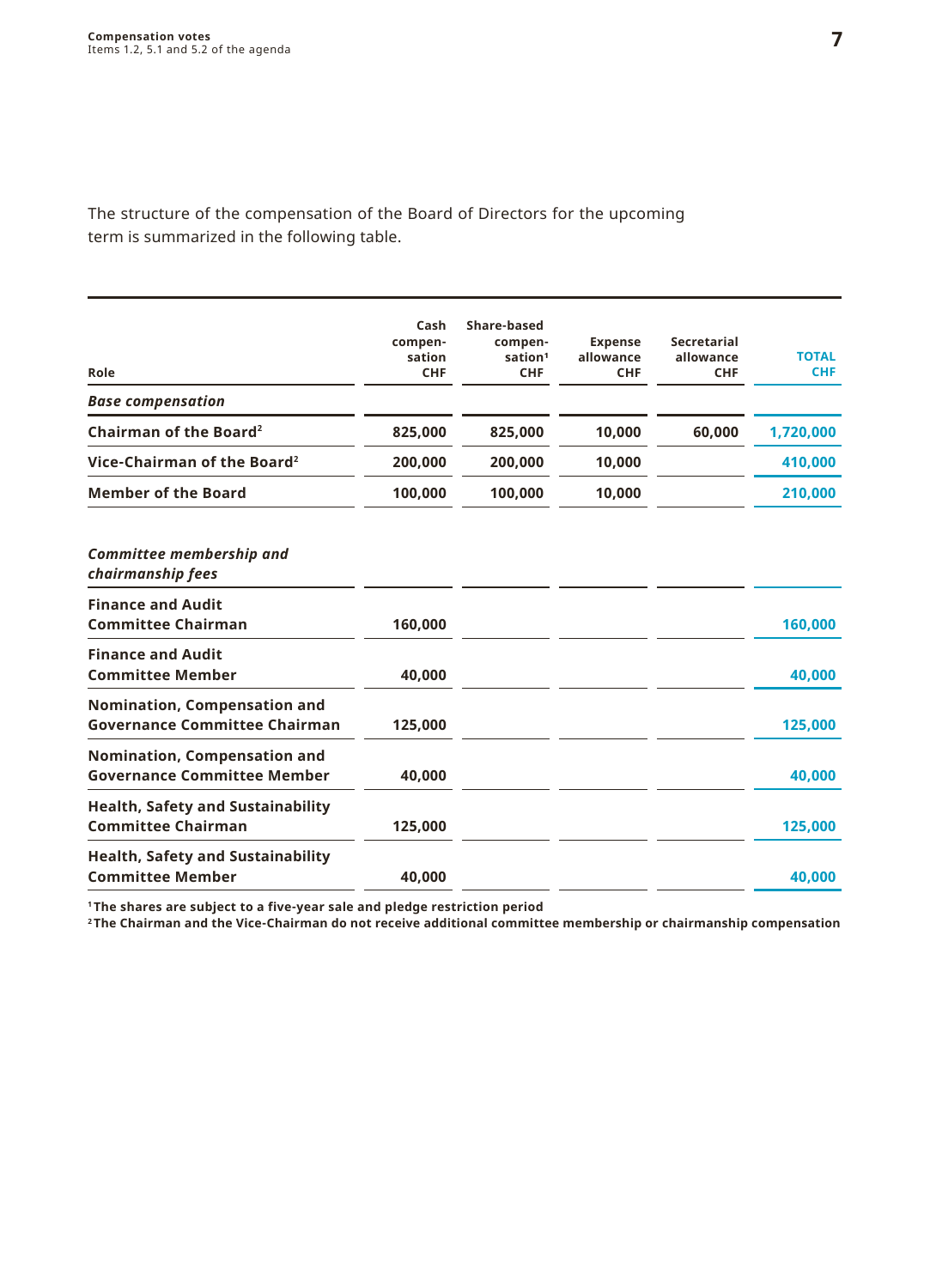The structure of the compensation of the Board of Directors for the upcoming term is summarized in the following table.

| Role | Cash compen-sation CHF | Share-based compen-sation[1] CHF | Expense allowance CHF | Secretarial allowance CHF | TOTAL CHF |
|---|---|---|---|---|---|
| ***Base compensation*** | | | | | |
| **Chairman of the Board[2]** | **825,000** | **825,000** | **10,000** | **60,000** | **1,720,000** |
| **Vice-Chairman of the Board[2]** | **200,000** | **200,000** | **10,000** | | **410,000** |
| **Member of the Board** | **100,000** | **100,000** | **10,000** | | **210,000** |
| ***Committee membership and chairmanship fees*** | | | | | |
| **Finance and Audit Committee Chairman** | **160,000** | | | | **160,000** |
| **Finance and Audit Committee Member** | **40,000** | | | | **40,000** |
| **Nomination, Compensation and Governance Committee Chairman** | **125,000** | | | | **125,000** |
| **Nomination, Compensation and Governance Committee Member** | **40,000** | | | | **40,000** |
| **Health, Safety and Sustainability Committee Chairman** | **125,000** | | | | **125,000** |
| **Health, Safety and Sustainability Committee Member** | **40,000** | | | | **40,000** |

[1] The shares are subject to a five-year sale and pledge restriction period

[2] The Chairman and the Vice-Chairman do not receive additional committee membership or chairmanship compensation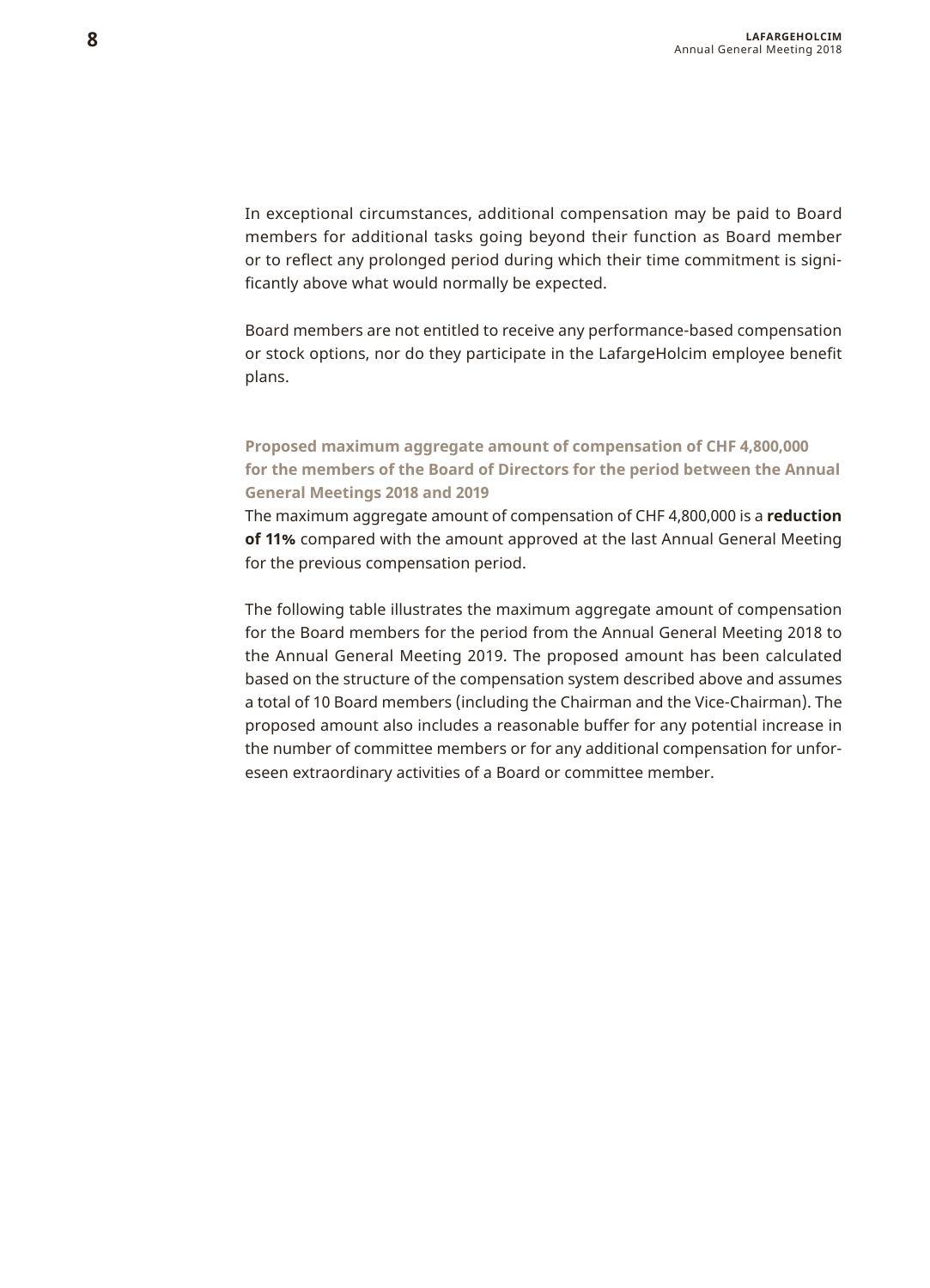In exceptional circumstances, additional compensation may be paid to Board members for additional tasks going beyond their function as Board member or to reflect any prolonged period during which their time commitment is significantly above what would normally be expected.

Board members are not entitled to receive any performance-based compensation or stock options, nor do they participate in the LafargeHolcim employee benefit plans.

### Proposed maximum aggregate amount of compensation of CHF 4,800,000 for the members of the Board of Directors for the period between the Annual General Meetings 2018 and 2019

The maximum aggregate amount of compensation of CHF 4,800,000 is a **reduction of 11%** compared with the amount approved at the last Annual General Meeting for the previous compensation period.

The following table illustrates the maximum aggregate amount of compensation for the Board members for the period from the Annual General Meeting 2018 to the Annual General Meeting 2019. The proposed amount has been calculated based on the structure of the compensation system described above and assumes a total of 10 Board members (including the Chairman and the Vice-Chairman). The proposed amount also includes a reasonable buffer for any potential increase in the number of committee members or for any additional compensation for unforeseen extraordinary activities of a Board or committee member.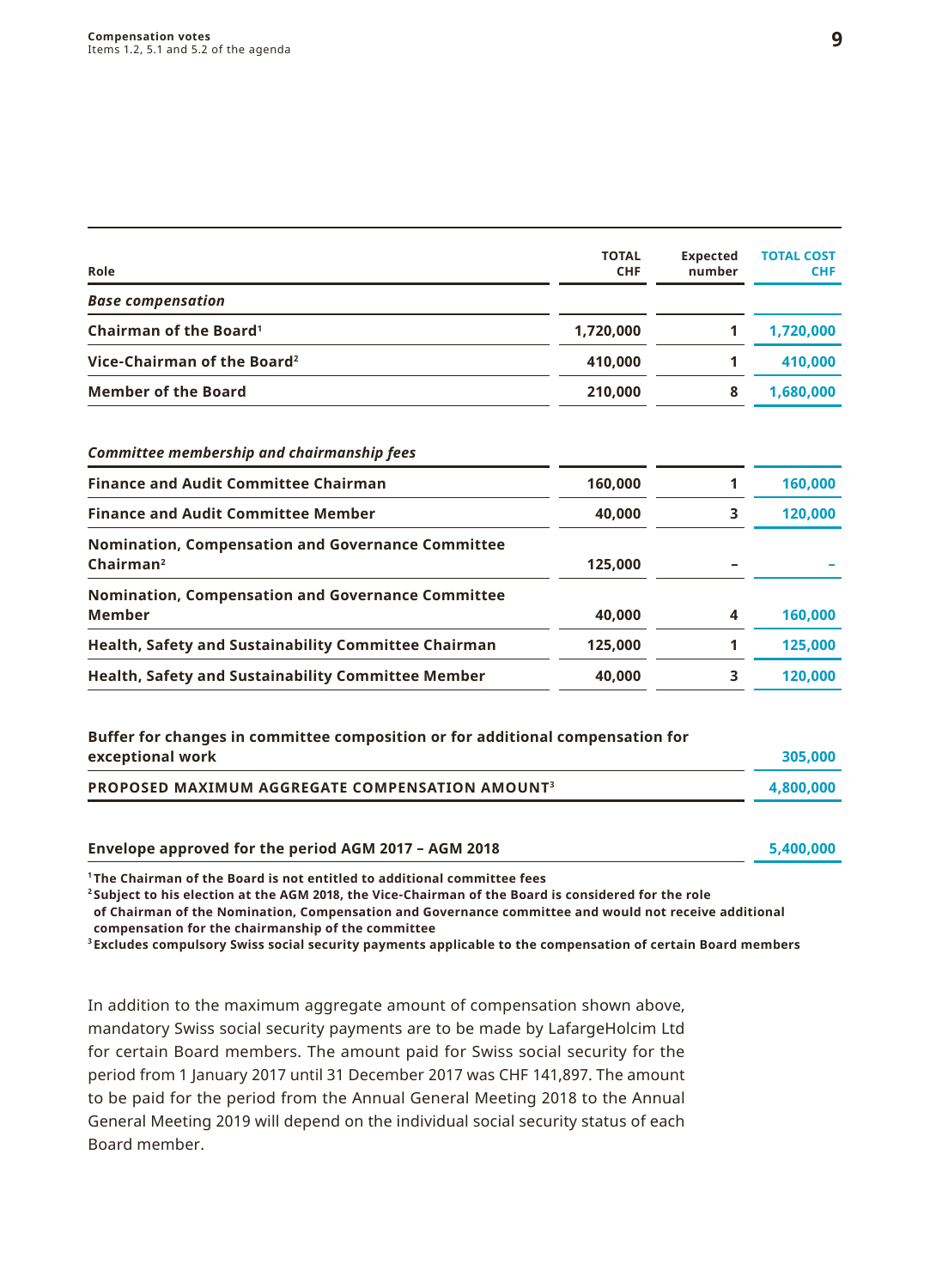| Role | TOTAL CHF | Expected number | TOTAL COST CHF |
|---|---|---|---|
| ***Base compensation*** | | | |
| **Chairman of the Board**[1] | **1,720,000** | **1** | **1,720,000** |
| **Vice-Chairman of the Board**[2] | **410,000** | **1** | **410,000** |
| **Member of the Board** | **210,000** | **8** | **1,680,000** |
| ***Committee membership and chairmanship fees*** | | | |
| **Finance and Audit Committee Chairman** | **160,000** | **1** | **160,000** |
| **Finance and Audit Committee Member** | **40,000** | **3** | **120,000** |
| **Nomination, Compensation and Governance Committee Chairman**[2] | **125,000** | **–** | **–** |
| **Nomination, Compensation and Governance Committee Member** | **40,000** | **4** | **160,000** |
| **Health, Safety and Sustainability Committee Chairman** | **125,000** | **1** | **125,000** |
| **Health, Safety and Sustainability Committee Member** | **40,000** | **3** | **120,000** |
| **Buffer for changes in committee composition or for additional compensation for exceptional work** | | | **305,000** |
| **PROPOSED MAXIMUM AGGREGATE COMPENSATION AMOUNT**[3] | | | **4,800,000** |
| **Envelope approved for the period AGM 2017 – AGM 2018** | | | **5,400,000** |

[1] **The Chairman of the Board is not entitled to additional committee fees**

[2] **Subject to his election at the AGM 2018, the Vice-Chairman of the Board is considered for the role of Chairman of the Nomination, Compensation and Governance committee and would not receive additional compensation for the chairmanship of the committee**

[3] **Excludes compulsory Swiss social security payments applicable to the compensation of certain Board members**

In addition to the maximum aggregate amount of compensation shown above, mandatory Swiss social security payments are to be made by LafargeHolcim Ltd for certain Board members. The amount paid for Swiss social security for the period from 1 January 2017 until 31 December 2017 was CHF 141,897. The amount to be paid for the period from the Annual General Meeting 2018 to the Annual General Meeting 2019 will depend on the individual social security status of each Board member.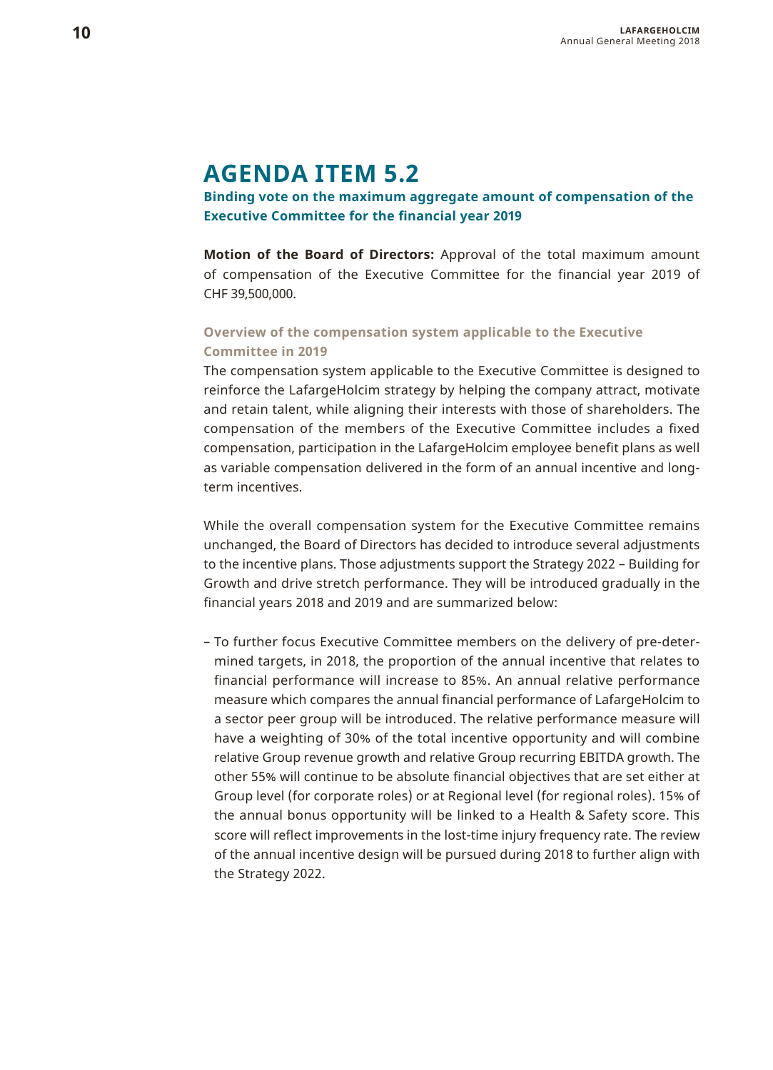# AGENDA ITEM 5.2

**Binding vote on the maximum aggregate amount of compensation of the Executive Committee for the financial year 2019**

**Motion of the Board of Directors:** Approval of the total maximum amount of compensation of the Executive Committee for the financial year 2019 of CHF 39,500,000.

### Overview of the compensation system applicable to the Executive Committee in 2019

The compensation system applicable to the Executive Committee is designed to reinforce the LafargeHolcim strategy by helping the company attract, motivate and retain talent, while aligning their interests with those of shareholders. The compensation of the members of the Executive Committee includes a fixed compensation, participation in the LafargeHolcim employee benefit plans as well as variable compensation delivered in the form of an annual incentive and long-term incentives.

While the overall compensation system for the Executive Committee remains unchanged, the Board of Directors has decided to introduce several adjustments to the incentive plans. Those adjustments support the Strategy 2022 – Building for Growth and drive stretch performance. They will be introduced gradually in the financial years 2018 and 2019 and are summarized below:

- To further focus Executive Committee members on the delivery of pre-determined targets, in 2018, the proportion of the annual incentive that relates to financial performance will increase to 85%. An annual relative performance measure which compares the annual financial performance of LafargeHolcim to a sector peer group will be introduced. The relative performance measure will have a weighting of 30% of the total incentive opportunity and will combine relative Group revenue growth and relative Group recurring EBITDA growth. The other 55% will continue to be absolute financial objectives that are set either at Group level (for corporate roles) or at Regional level (for regional roles). 15% of the annual bonus opportunity will be linked to a Health & Safety score. This score will reflect improvements in the lost-time injury frequency rate. The review of the annual incentive design will be pursued during 2018 to further align with the Strategy 2022.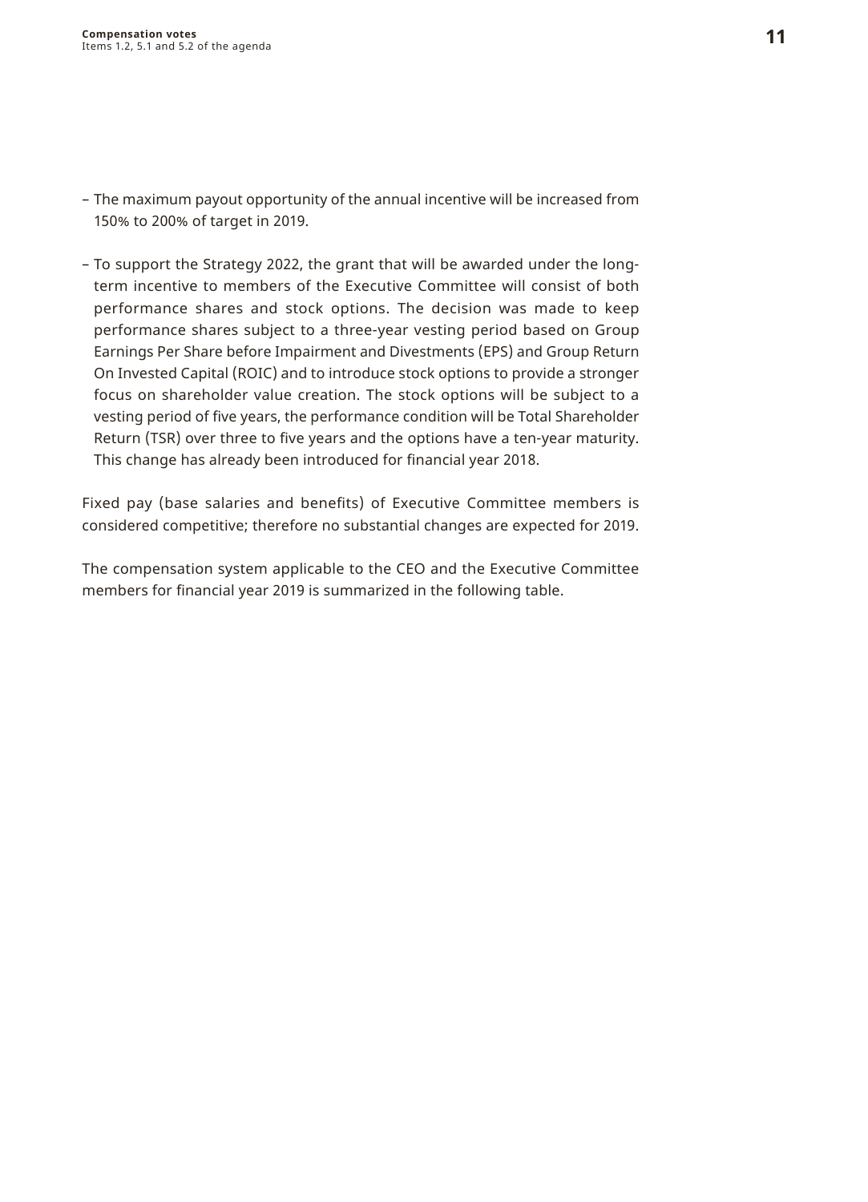- The maximum payout opportunity of the annual incentive will be increased from 150% to 200% of target in 2019.

- To support the Strategy 2022, the grant that will be awarded under the long-term incentive to members of the Executive Committee will consist of both performance shares and stock options. The decision was made to keep performance shares subject to a three-year vesting period based on Group Earnings Per Share before Impairment and Divestments (EPS) and Group Return On Invested Capital (ROIC) and to introduce stock options to provide a stronger focus on shareholder value creation. The stock options will be subject to a vesting period of five years, the performance condition will be Total Shareholder Return (TSR) over three to five years and the options have a ten-year maturity. This change has already been introduced for financial year 2018.

Fixed pay (base salaries and benefits) of Executive Committee members is considered competitive; therefore no substantial changes are expected for 2019.

The compensation system applicable to the CEO and the Executive Committee members for financial year 2019 is summarized in the following table.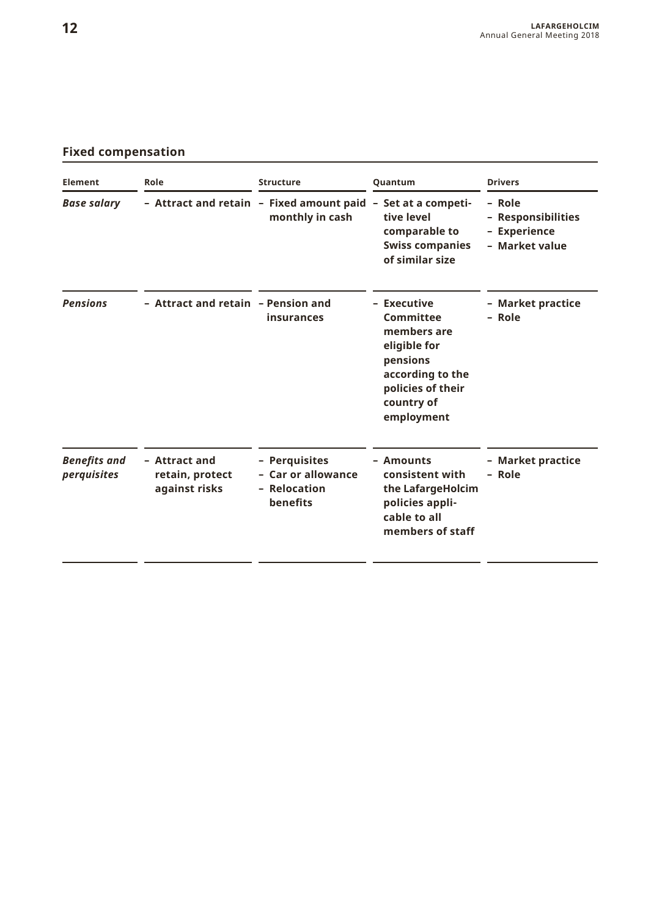## Fixed compensation

| Element | Role | Structure | Quantum | Drivers |
|---|---|---|---|---|
| *Base salary* | – Attract and retain | – Fixed amount paid monthly in cash | – Set at a competitive level comparable to Swiss companies of similar size | – Role<br>– Responsibilities<br>– Experience<br>– Market value |
| *Pensions* | – Attract and retain | – Pension and insurances | – Executive Committee members are eligible for pensions according to the policies of their country of employment | – Market practice<br>– Role |
| *Benefits and perquisites* | – Attract and retain, protect against risks | – Perquisites<br>– Car or allowance<br>– Relocation benefits | – Amounts consistent with the LafargeHolcim policies applicable to all members of staff | – Market practice<br>– Role |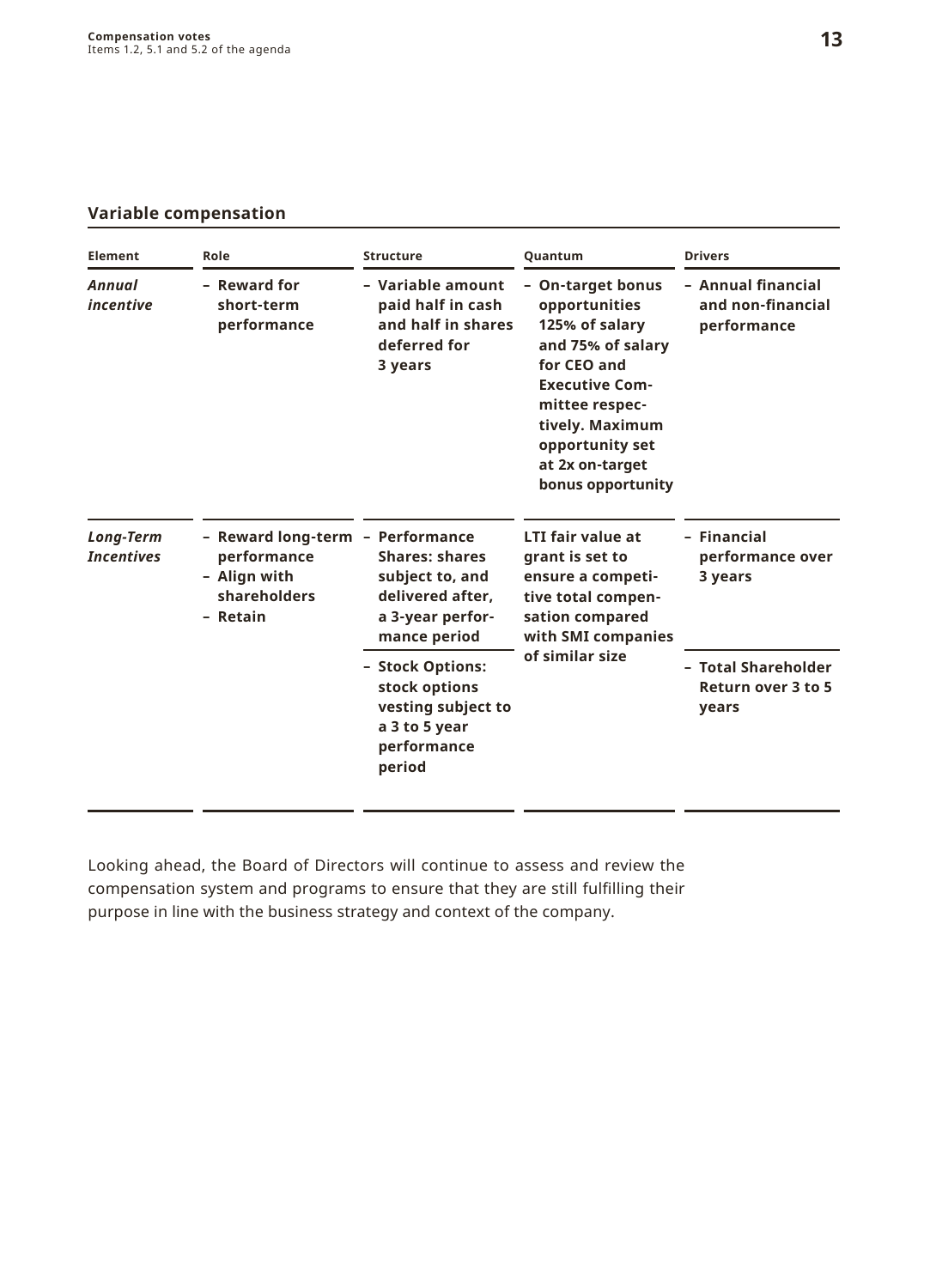## Variable compensation

| Element | Role | Structure | Quantum | Drivers |
|---|---|---|---|---|
| ***Annual incentive*** | **– Reward for short-term performance** | **– Variable amount paid half in cash and half in shares deferred for 3 years** | **– On-target bonus opportunities 125% of salary and 75% of salary for CEO and Executive Committee respectively. Maximum opportunity set at 2x on-target bonus opportunity** | **– Annual financial and non-financial performance** |
| ***Long-Term Incentives*** | **– Reward long-term performance**<br>**– Align with shareholders**<br>**– Retain** | **– Performance Shares: shares subject to, and delivered after, a 3-year performance period** | **LTI fair value at grant is set to ensure a competitive total compensation compared with SMI companies of similar size** | **– Financial performance over 3 years** |
| | | **– Stock Options: stock options vesting subject to a 3 to 5 year performance period** | | **– Total Shareholder Return over 3 to 5 years** |

Looking ahead, the Board of Directors will continue to assess and review the compensation system and programs to ensure that they are still fulfilling their purpose in line with the business strategy and context of the company.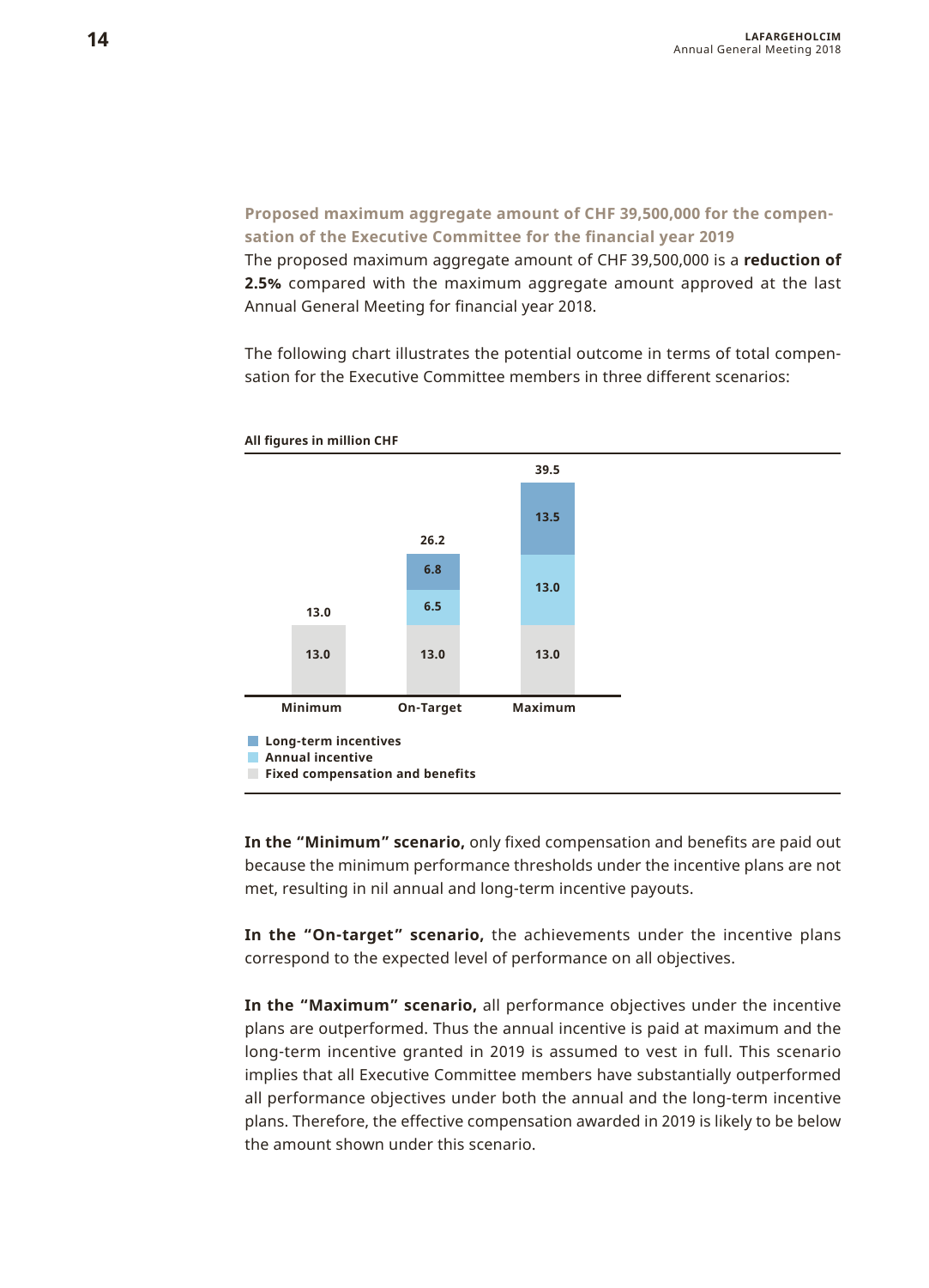### Proposed maximum aggregate amount of CHF 39,500,000 for the compensation of the Executive Committee for the financial year 2019

The proposed maximum aggregate amount of CHF 39,500,000 is a **reduction of 2.5%** compared with the maximum aggregate amount approved at the last Annual General Meeting for financial year 2018.

The following chart illustrates the potential outcome in terms of total compensation for the Executive Committee members in three different scenarios:

**All figures in million CHF**

| | Minimum | On-Target | Maximum |
|---|---|---|---|
| Long-term incentives | | 6.8 | 13.5 |
| Annual incentive | | 6.5 | 13.0 |
| Fixed compensation and benefits | 13.0 | 13.0 | 13.0 |
| **Total** | **13.0** | **26.2** | **39.5** |

**In the "Minimum" scenario,** only fixed compensation and benefits are paid out because the minimum performance thresholds under the incentive plans are not met, resulting in nil annual and long-term incentive payouts.

**In the "On-target" scenario,** the achievements under the incentive plans correspond to the expected level of performance on all objectives.

**In the "Maximum" scenario,** all performance objectives under the incentive plans are outperformed. Thus the annual incentive is paid at maximum and the long-term incentive granted in 2019 is assumed to vest in full. This scenario implies that all Executive Committee members have substantially outperformed all performance objectives under both the annual and the long-term incentive plans. Therefore, the effective compensation awarded in 2019 is likely to be below the amount shown under this scenario.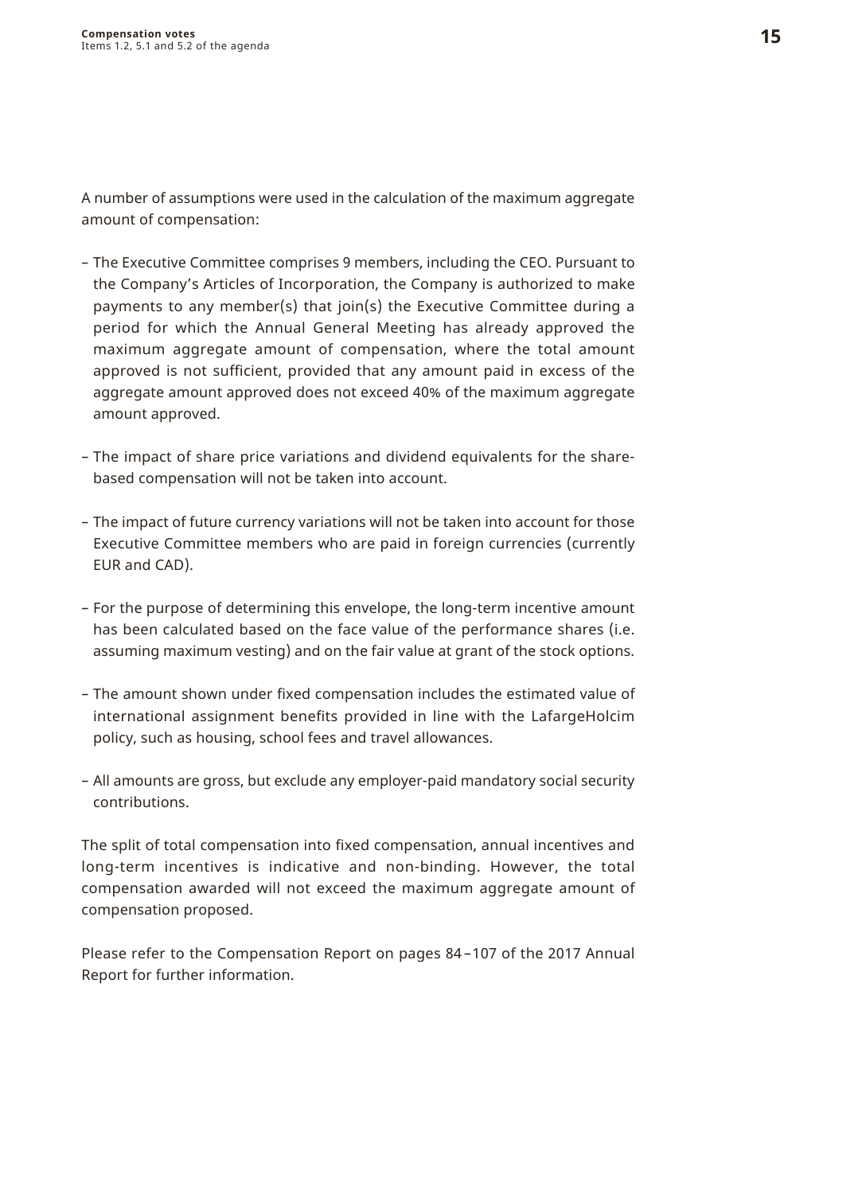A number of assumptions were used in the calculation of the maximum aggregate amount of compensation:

- The Executive Committee comprises 9 members, including the CEO. Pursuant to the Company's Articles of Incorporation, the Company is authorized to make payments to any member(s) that join(s) the Executive Committee during a period for which the Annual General Meeting has already approved the maximum aggregate amount of compensation, where the total amount approved is not sufficient, provided that any amount paid in excess of the aggregate amount approved does not exceed 40% of the maximum aggregate amount approved.
- The impact of share price variations and dividend equivalents for the share-based compensation will not be taken into account.
- The impact of future currency variations will not be taken into account for those Executive Committee members who are paid in foreign currencies (currently EUR and CAD).
- For the purpose of determining this envelope, the long-term incentive amount has been calculated based on the face value of the performance shares (i.e. assuming maximum vesting) and on the fair value at grant of the stock options.
- The amount shown under fixed compensation includes the estimated value of international assignment benefits provided in line with the LafargeHolcim policy, such as housing, school fees and travel allowances.
- All amounts are gross, but exclude any employer-paid mandatory social security contributions.

The split of total compensation into fixed compensation, annual incentives and long-term incentives is indicative and non-binding. However, the total compensation awarded will not exceed the maximum aggregate amount of compensation proposed.

Please refer to the Compensation Report on pages 84–107 of the 2017 Annual Report for further information.